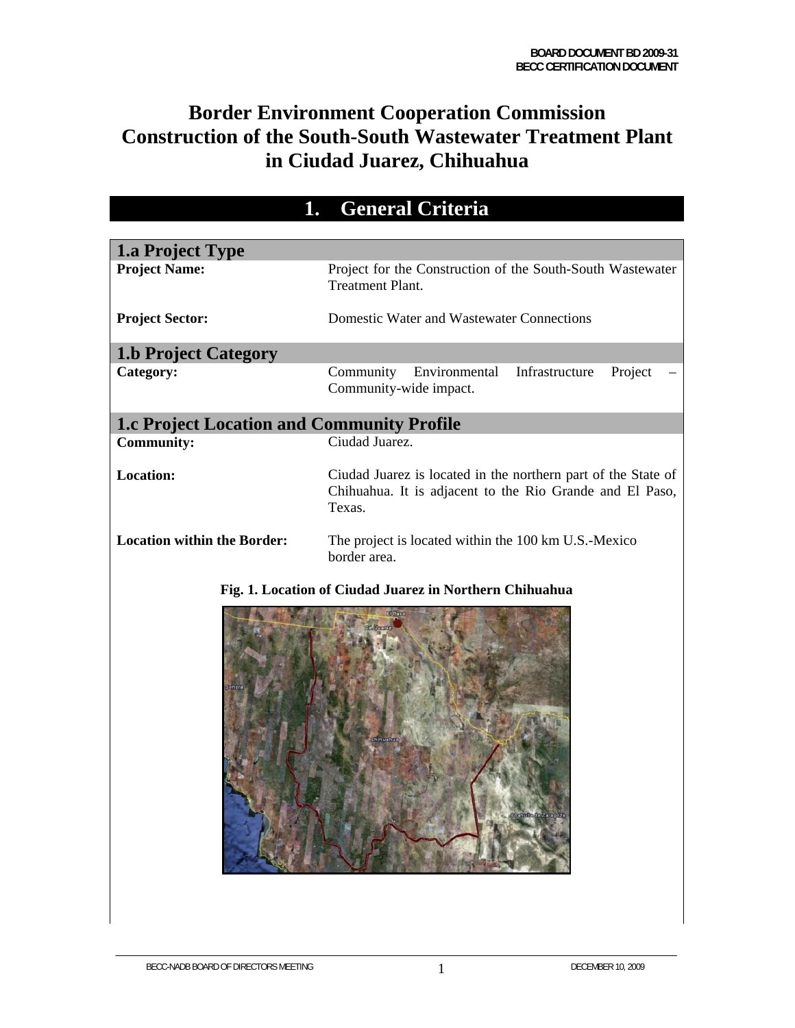BOARD DOCUMENT BD 2009-31
BECC CERTIFICATION DOCUMENT

# Border Environment Cooperation Commission Construction of the South-South Wastewater Treatment Plant in Ciudad Juarez, Chihuahua

## 1. General Criteria

### 1.a Project Type

| | |
|---|---|
| **Project Name:** | Project for the Construction of the South-South Wastewater Treatment Plant. |
| **Project Sector:** | Domestic Water and Wastewater Connections |

### 1.b Project Category

| | |
|---|---|
| **Category:** | Community Environmental Infrastructure Project – Community-wide impact. |

### 1.c Project Location and Community Profile

| | |
|---|---|
| **Community:** | Ciudad Juarez. |
| **Location:** | Ciudad Juarez is located in the northern part of the State of Chihuahua. It is adjacent to the Rio Grande and El Paso, Texas. |
| **Location within the Border:** | The project is located within the 100 km U.S.-Mexico border area. |

**Fig. 1. Location of Ciudad Juarez in Northern Chihuahua**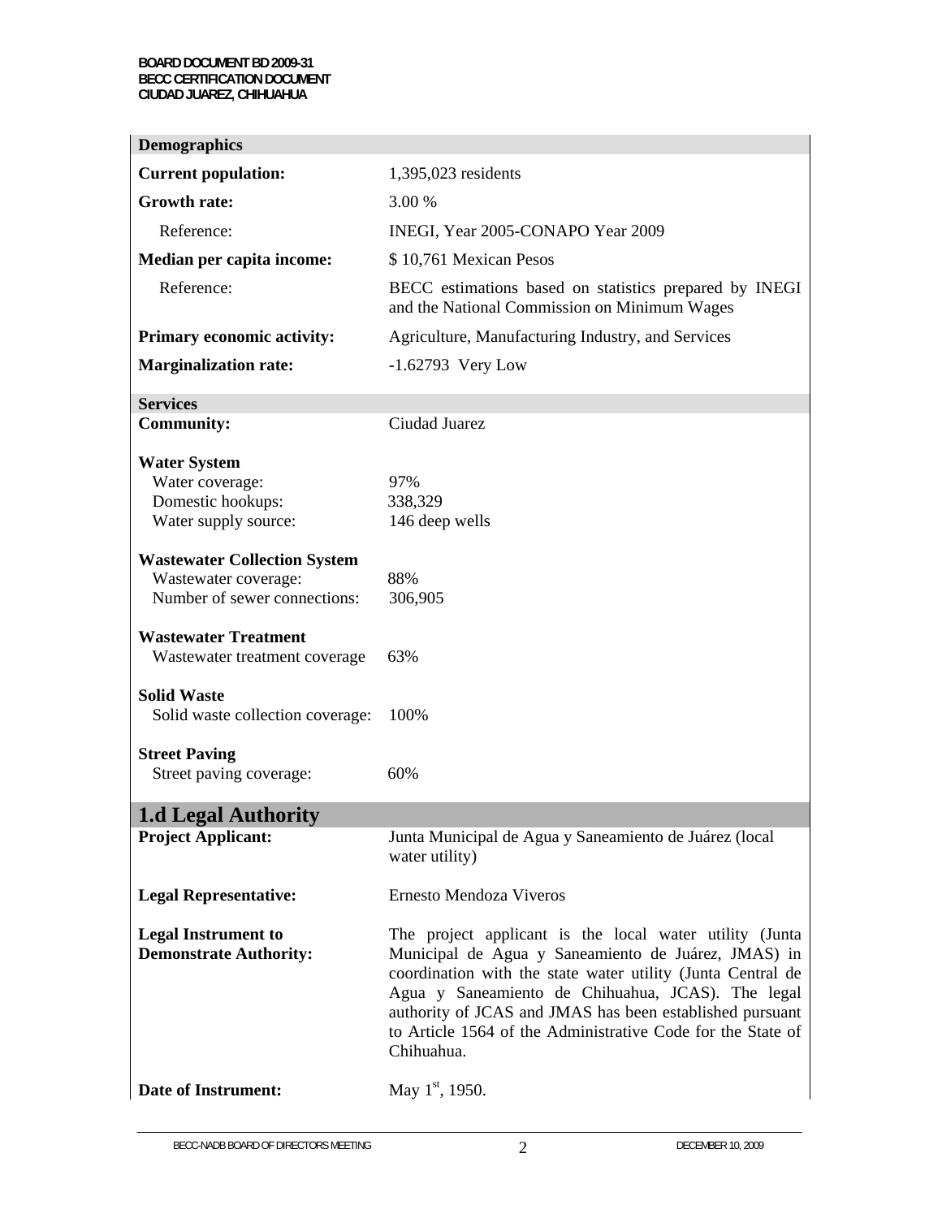| **Demographics** | |
|---|---|
| **Current population:** | 1,395,023 residents |
| **Growth rate:** | 3.00 % |
| Reference: | INEGI, Year 2005-CONAPO Year 2009 |
| **Median per capita income:** | $ 10,761 Mexican Pesos |
| Reference: | BECC estimations based on statistics prepared by INEGI and the National Commission on Minimum Wages |
| **Primary economic activity:** | Agriculture, Manufacturing Industry, and Services |
| **Marginalization rate:** | -1.62793 Very Low |

| **Services** | |
|---|---|
| **Community:** | Ciudad Juarez |
| **Water System** | |
| Water coverage: | 97% |
| Domestic hookups: | 338,329 |
| Water supply source: | 146 deep wells |
| **Wastewater Collection System** | |
| Wastewater coverage: | 88% |
| Number of sewer connections: | 306,905 |
| **Wastewater Treatment** | |
| Wastewater treatment coverage | 63% |
| **Solid Waste** | |
| Solid waste collection coverage: | 100% |
| **Street Paving** | |
| Street paving coverage: | 60% |

## 1.d Legal Authority

| | |
|---|---|
| **Project Applicant:** | Junta Municipal de Agua y Saneamiento de Juárez (local water utility) |
| **Legal Representative:** | Ernesto Mendoza Viveros |
| **Legal Instrument to Demonstrate Authority:** | The project applicant is the local water utility (Junta Municipal de Agua y Saneamiento de Juárez, JMAS) in coordination with the state water utility (Junta Central de Agua y Saneamiento de Chihuahua, JCAS). The legal authority of JCAS and JMAS has been established pursuant to Article 1564 of the Administrative Code for the State of Chihuahua. |
| **Date of Instrument:** | May 1st, 1950. |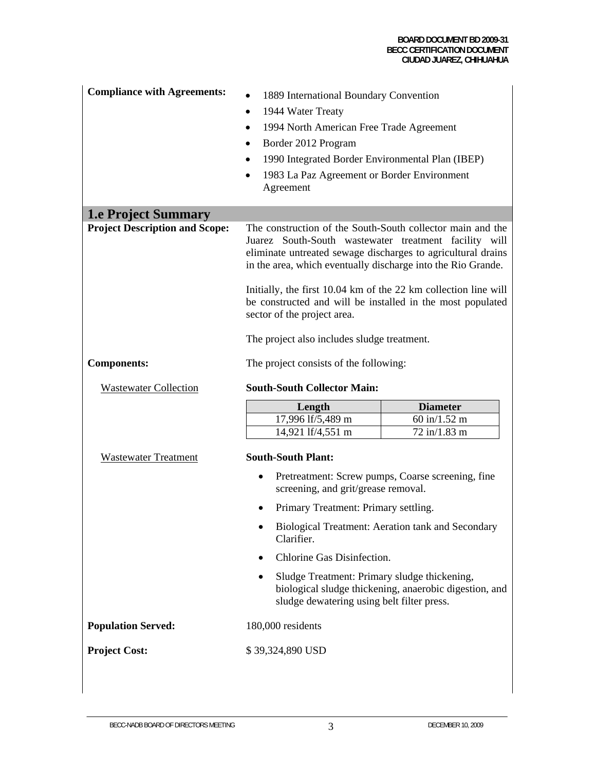**Compliance with Agreements:**

- 1889 International Boundary Convention
- 1944 Water Treaty
- 1994 North American Free Trade Agreement
- Border 2012 Program
- 1990 Integrated Border Environmental Plan (IBEP)
- 1983 La Paz Agreement or Border Environment Agreement

## 1.e Project Summary

**Project Description and Scope:**

The construction of the South-South collector main and the Juarez South-South wastewater treatment facility will eliminate untreated sewage discharges to agricultural drains in the area, which eventually discharge into the Rio Grande.

Initially, the first 10.04 km of the 22 km collection line will be constructed and will be installed in the most populated sector of the project area.

The project also includes sludge treatment.

**Components:**

The project consists of the following:

Wastewater Collection

**South-South Collector Main:**

| Length | Diameter |
|---|---|
| 17,996 lf/5,489 m | 60 in/1.52 m |
| 14,921 lf/4,551 m | 72 in/1.83 m |

Wastewater Treatment

**South-South Plant:**

- Pretreatment: Screw pumps, Coarse screening, fine screening, and grit/grease removal.
- Primary Treatment: Primary settling.
- Biological Treatment: Aeration tank and Secondary Clarifier.
- Chlorine Gas Disinfection.
- Sludge Treatment: Primary sludge thickening, biological sludge thickening, anaerobic digestion, and sludge dewatering using belt filter press.

**Population Served:** 180,000 residents

**Project Cost:** $ 39,324,890 USD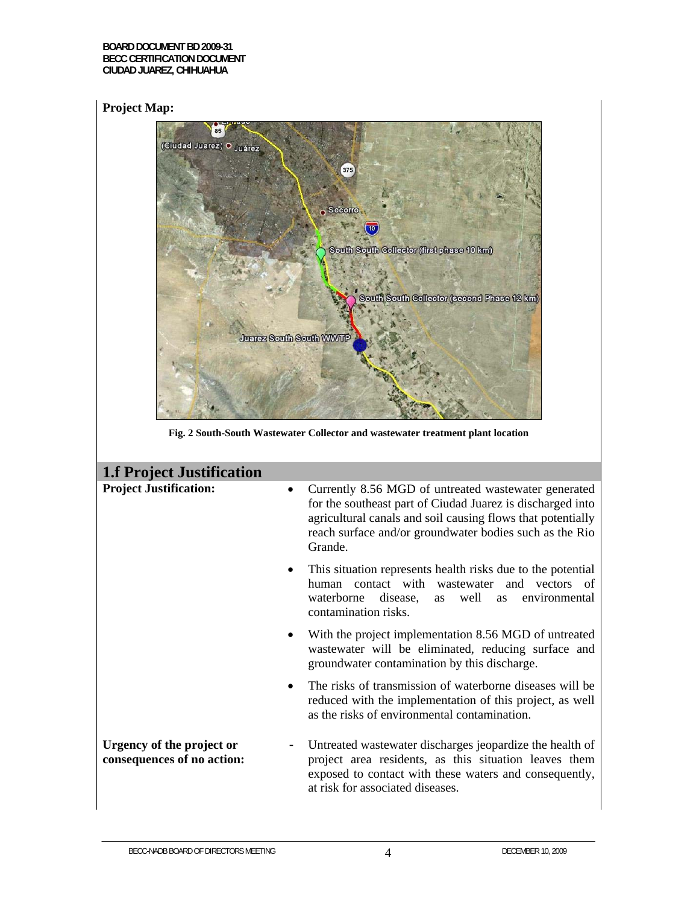**Project Map:**

Fig. 2 South-South Wastewater Collector and wastewater treatment plant location

## 1.f Project Justification

**Project Justification:**

- Currently 8.56 MGD of untreated wastewater generated for the southeast part of Ciudad Juarez is discharged into agricultural canals and soil causing flows that potentially reach surface and/or groundwater bodies such as the Rio Grande.
- This situation represents health risks due to the potential human contact with wastewater and vectors of waterborne disease, as well as environmental contamination risks.
- With the project implementation 8.56 MGD of untreated wastewater will be eliminated, reducing surface and groundwater contamination by this discharge.
- The risks of transmission of waterborne diseases will be reduced with the implementation of this project, as well as the risks of environmental contamination.

**Urgency of the project or consequences of no action:**

- Untreated wastewater discharges jeopardize the health of project area residents, as this situation leaves them exposed to contact with these waters and consequently, at risk for associated diseases.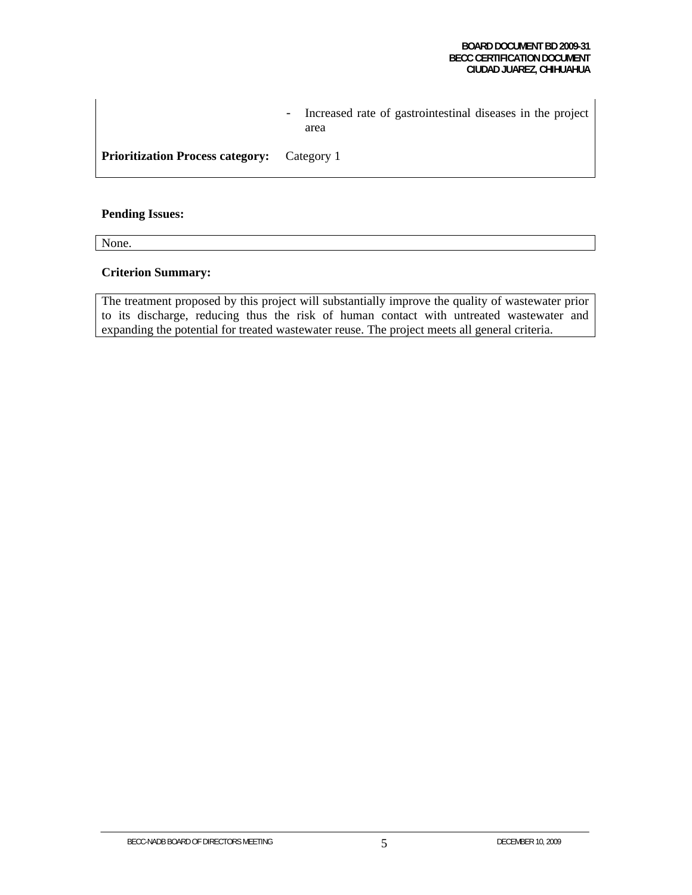| | |
|---|---|
| | - Increased rate of gastrointestinal diseases in the project area |
| **Prioritization Process category:** | Category 1 |

**Pending Issues:**

None.

**Criterion Summary:**

The treatment proposed by this project will substantially improve the quality of wastewater prior to its discharge, reducing thus the risk of human contact with untreated wastewater and expanding the potential for treated wastewater reuse. The project meets all general criteria.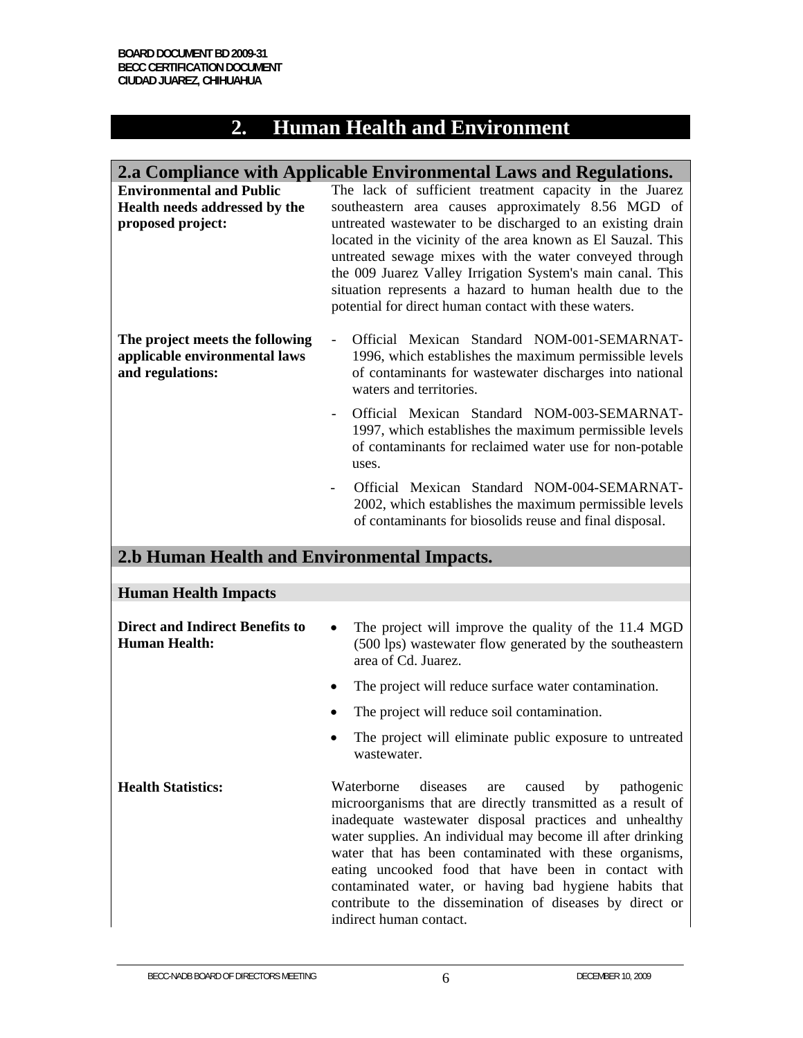## 2. Human Health and Environment

### 2.a Compliance with Applicable Environmental Laws and Regulations.

**Environmental and Public Health needs addressed by the proposed project:**

The lack of sufficient treatment capacity in the Juarez southeastern area causes approximately 8.56 MGD of untreated wastewater to be discharged to an existing drain located in the vicinity of the area known as El Sauzal. This untreated sewage mixes with the water conveyed through the 009 Juarez Valley Irrigation System's main canal. This situation represents a hazard to human health due to the potential for direct human contact with these waters.

**The project meets the following applicable environmental laws and regulations:**

- Official Mexican Standard NOM-001-SEMARNAT-1996, which establishes the maximum permissible levels of contaminants for wastewater discharges into national waters and territories.
- Official Mexican Standard NOM-003-SEMARNAT-1997, which establishes the maximum permissible levels of contaminants for reclaimed water use for non-potable uses.
- Official Mexican Standard NOM-004-SEMARNAT-2002, which establishes the maximum permissible levels of contaminants for biosolids reuse and final disposal.

### 2.b Human Health and Environmental Impacts.

#### Human Health Impacts

**Direct and Indirect Benefits to Human Health:**

- The project will improve the quality of the 11.4 MGD (500 lps) wastewater flow generated by the southeastern area of Cd. Juarez.
- The project will reduce surface water contamination.
- The project will reduce soil contamination.
- The project will eliminate public exposure to untreated wastewater.

**Health Statistics:**

Waterborne diseases are caused by pathogenic microorganisms that are directly transmitted as a result of inadequate wastewater disposal practices and unhealthy water supplies. An individual may become ill after drinking water that has been contaminated with these organisms, eating uncooked food that have been in contact with contaminated water, or having bad hygiene habits that contribute to the dissemination of diseases by direct or indirect human contact.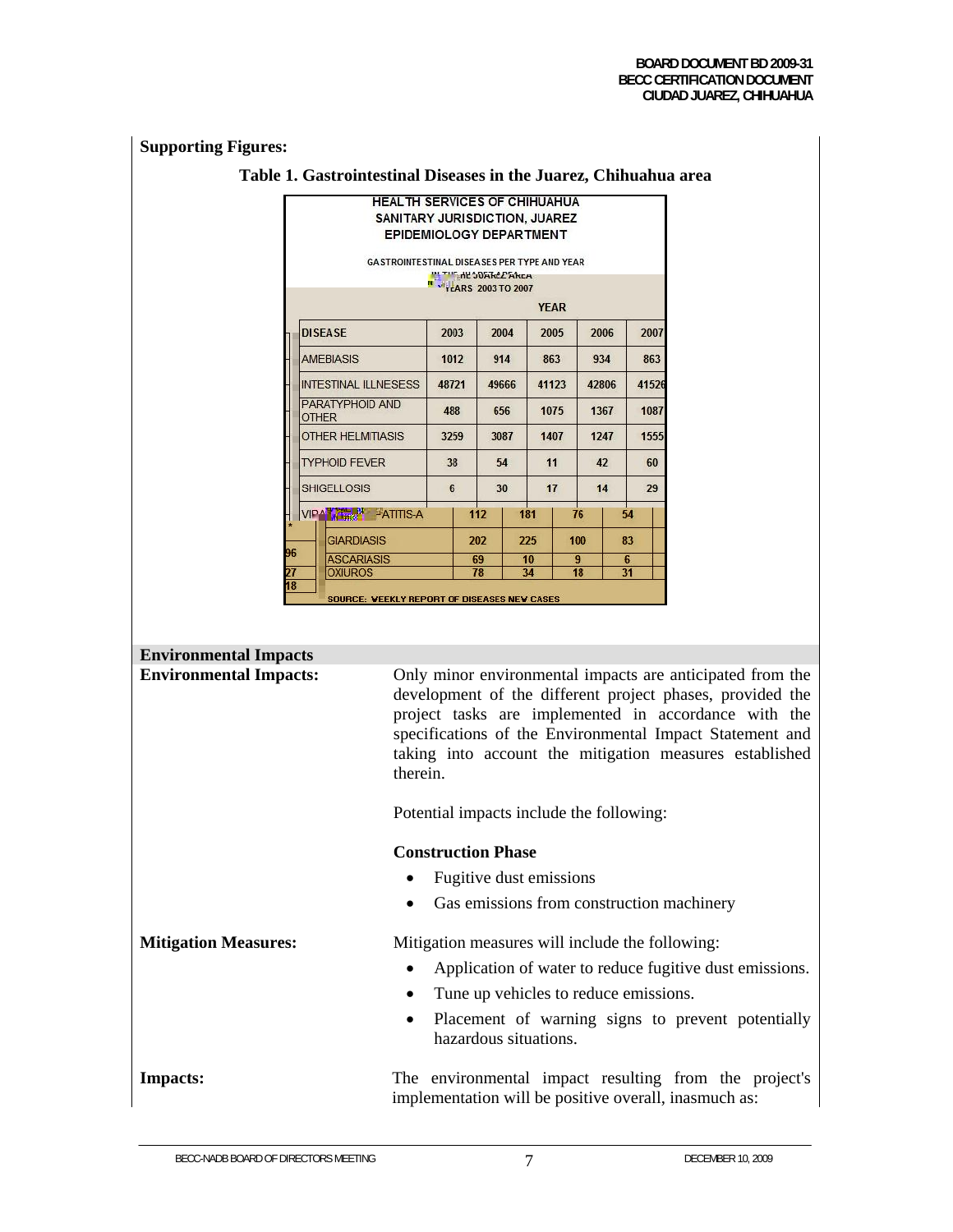**Supporting Figures:**

**Table 1. Gastrointestinal Diseases in the Juarez, Chihuahua area**

HEALTH SERVICES OF CHIHUAHUA
SANITARY JURISDICTION, JUAREZ
EPIDEMIOLOGY DEPARTMENT

GASTROINTESTINAL DISEASES PER TYPE AND YEAR
IN THE JUAREZ AREA
YEARS 2003 TO 2007

| DISEASE | 2003 | 2004 | 2005 | 2006 | 2007 |
|---|---|---|---|---|---|
| AMEBIASIS | 1012 | 914 | 863 | 934 | 863 |
| INTESTINAL ILLNESESS | 48721 | 49666 | 41123 | 42806 | 41526 |
| PARATYPHOID AND OTHER | 488 | 656 | 1075 | 1367 | 1087 |
| OTHER HELMITIASIS | 3259 | 3087 | 1407 | 1247 | 1555 |
| TYPHOID FEVER | 38 | 54 | 11 | 42 | 60 |
| SHIGELLOSIS | 6 | 30 | 17 | 14 | 29 |
| VIRAL HEPATITIS-A | 112 | 181 | 76 | 54 | * |
| GIARDIASIS | 202 | 225 | 100 | 83 | 96 |
| ASCARIASIS | 69 | 10 | 9 | 6 | 27 |
| OXIUROS | 78 | 34 | 18 | 31 | 18 |

SOURCE: WEEKLY REPORT OF DISEASES NEW CASES

## Environmental Impacts

**Environmental Impacts:**

Only minor environmental impacts are anticipated from the development of the different project phases, provided the project tasks are implemented in accordance with the specifications of the Environmental Impact Statement and taking into account the mitigation measures established therein.

Potential impacts include the following:

**Construction Phase**

- Fugitive dust emissions
- Gas emissions from construction machinery

**Mitigation Measures:**

Mitigation measures will include the following:

- Application of water to reduce fugitive dust emissions.
- Tune up vehicles to reduce emissions.
- Placement of warning signs to prevent potentially hazardous situations.

**Impacts:**

The environmental impact resulting from the project's implementation will be positive overall, inasmuch as: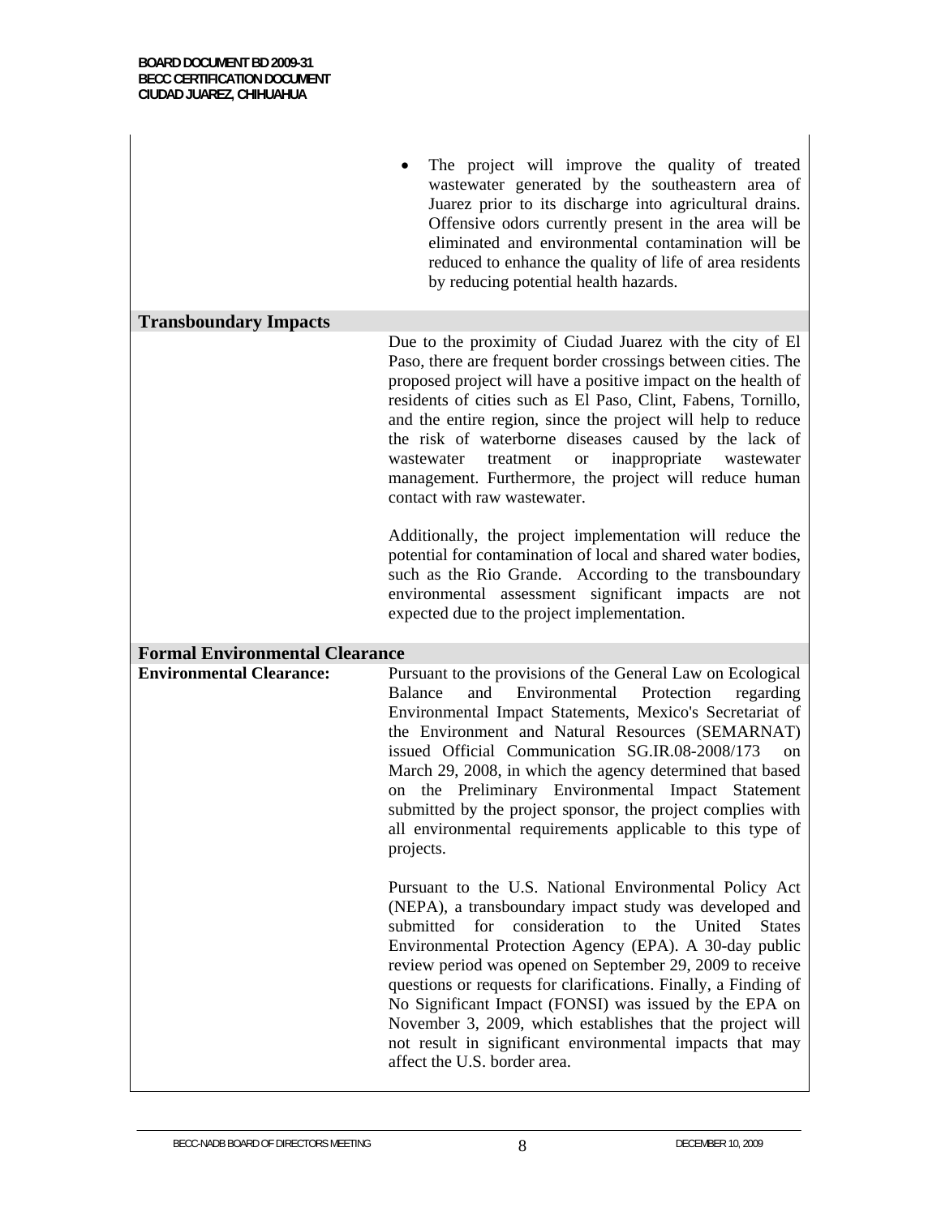- The project will improve the quality of treated wastewater generated by the southeastern area of Juarez prior to its discharge into agricultural drains. Offensive odors currently present in the area will be eliminated and environmental contamination will be reduced to enhance the quality of life of area residents by reducing potential health hazards.

## Transboundary Impacts

Due to the proximity of Ciudad Juarez with the city of El Paso, there are frequent border crossings between cities. The proposed project will have a positive impact on the health of residents of cities such as El Paso, Clint, Fabens, Tornillo, and the entire region, since the project will help to reduce the risk of waterborne diseases caused by the lack of wastewater treatment or inappropriate wastewater management. Furthermore, the project will reduce human contact with raw wastewater.

Additionally, the project implementation will reduce the potential for contamination of local and shared water bodies, such as the Rio Grande. According to the transboundary environmental assessment significant impacts are not expected due to the project implementation.

## Formal Environmental Clearance

**Environmental Clearance:** Pursuant to the provisions of the General Law on Ecological Balance and Environmental Protection regarding Environmental Impact Statements, Mexico's Secretariat of the Environment and Natural Resources (SEMARNAT) issued Official Communication SG.IR.08-2008/173 on March 29, 2008, in which the agency determined that based on the Preliminary Environmental Impact Statement submitted by the project sponsor, the project complies with all environmental requirements applicable to this type of projects.

Pursuant to the U.S. National Environmental Policy Act (NEPA), a transboundary impact study was developed and submitted for consideration to the United States Environmental Protection Agency (EPA). A 30-day public review period was opened on September 29, 2009 to receive questions or requests for clarifications. Finally, a Finding of No Significant Impact (FONSI) was issued by the EPA on November 3, 2009, which establishes that the project will not result in significant environmental impacts that may affect the U.S. border area.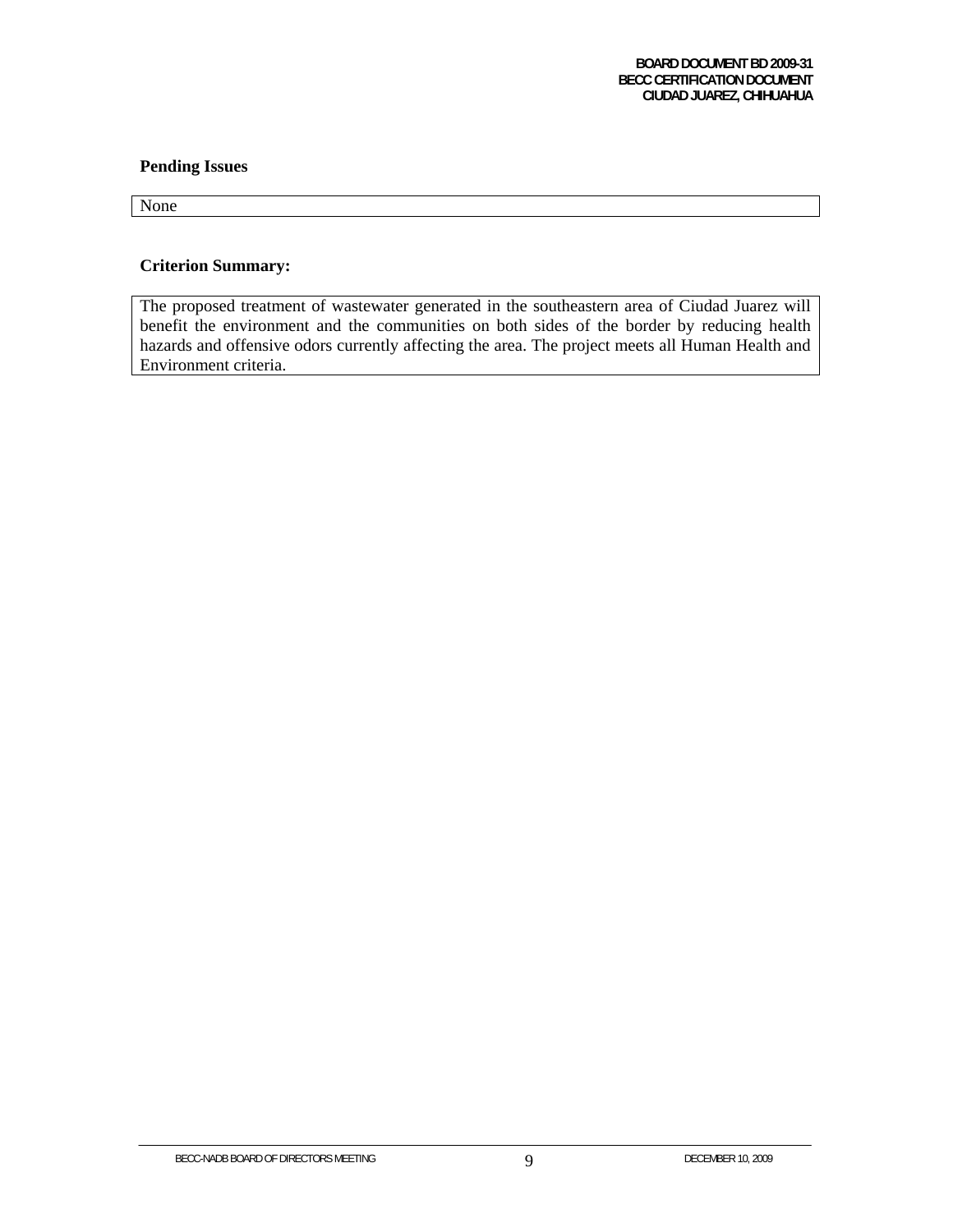**Pending Issues**

None

**Criterion Summary:**

The proposed treatment of wastewater generated in the southeastern area of Ciudad Juarez will benefit the environment and the communities on both sides of the border by reducing health hazards and offensive odors currently affecting the area. The project meets all Human Health and Environment criteria.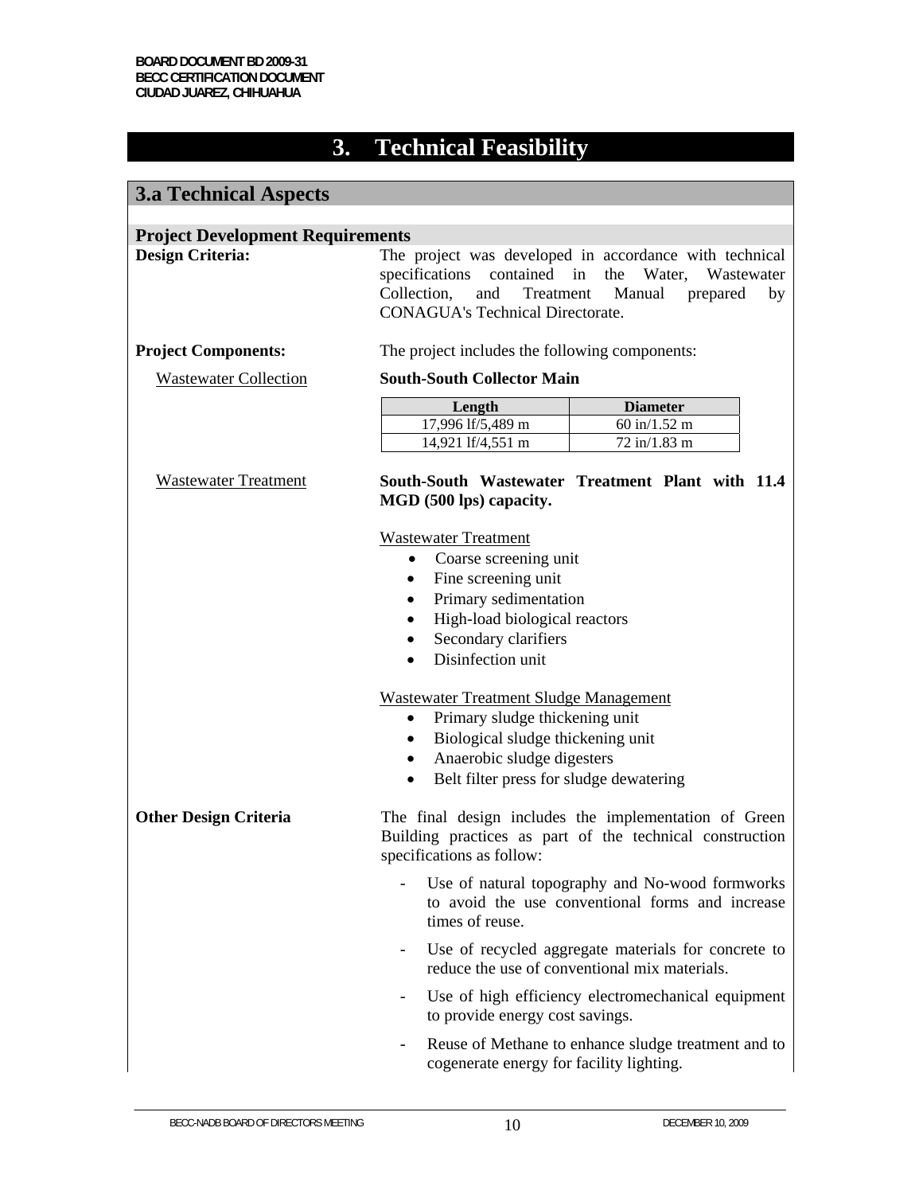# 3. Technical Feasibility

## 3.a Technical Aspects

### Project Development Requirements

**Design Criteria:** The project was developed in accordance with technical specifications contained in the Water, Wastewater Collection, and Treatment Manual prepared by CONAGUA's Technical Directorate.

**Project Components:** The project includes the following components:

Wastewater Collection

**South-South Collector Main**

| Length | Diameter |
|---|---|
| 17,996 lf/5,489 m | 60 in/1.52 m |
| 14,921 lf/4,551 m | 72 in/1.83 m |

Wastewater Treatment

**South-South Wastewater Treatment Plant with 11.4 MGD (500 lps) capacity.**

Wastewater Treatment

- Coarse screening unit
- Fine screening unit
- Primary sedimentation
- High-load biological reactors
- Secondary clarifiers
- Disinfection unit

Wastewater Treatment Sludge Management

- Primary sludge thickening unit
- Biological sludge thickening unit
- Anaerobic sludge digesters
- Belt filter press for sludge dewatering

**Other Design Criteria** The final design includes the implementation of Green Building practices as part of the technical construction specifications as follow:

- Use of natural topography and No-wood formworks to avoid the use conventional forms and increase times of reuse.
- Use of recycled aggregate materials for concrete to reduce the use of conventional mix materials.
- Use of high efficiency electromechanical equipment to provide energy cost savings.
- Reuse of Methane to enhance sludge treatment and to cogenerate energy for facility lighting.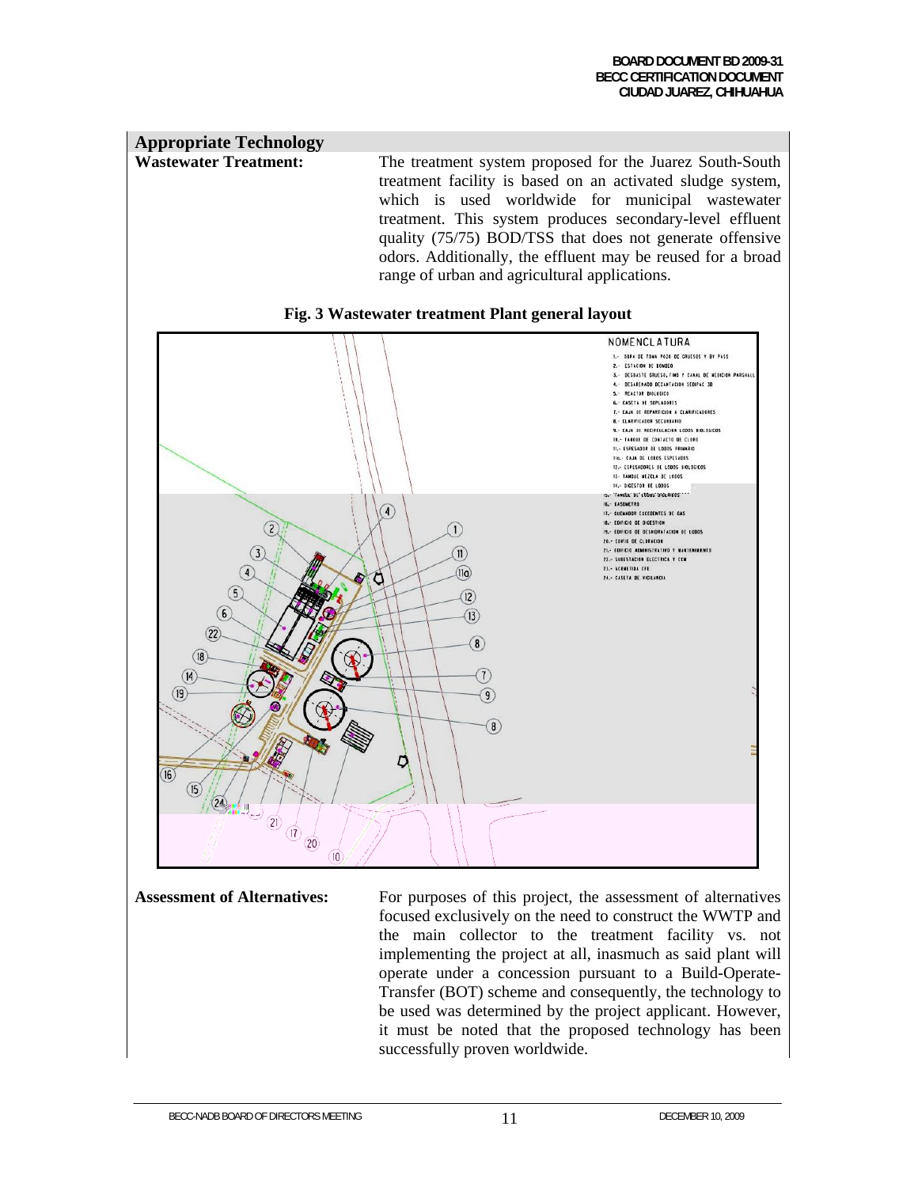## Appropriate Technology

**Wastewater Treatment:**

The treatment system proposed for the Juarez South-South treatment facility is based on an activated sludge system, which is used worldwide for municipal wastewater treatment. This system produces secondary-level effluent quality (75/75) BOD/TSS that does not generate offensive odors. Additionally, the effluent may be reused for a broad range of urban and agricultural applications.

**Fig. 3 Wastewater treatment Plant general layout**

**Assessment of Alternatives:**

For purposes of this project, the assessment of alternatives focused exclusively on the need to construct the WWTP and the main collector to the treatment facility vs. not implementing the project at all, inasmuch as said plant will operate under a concession pursuant to a Build-Operate-Transfer (BOT) scheme and consequently, the technology to be used was determined by the project applicant. However, it must be noted that the proposed technology has been successfully proven worldwide.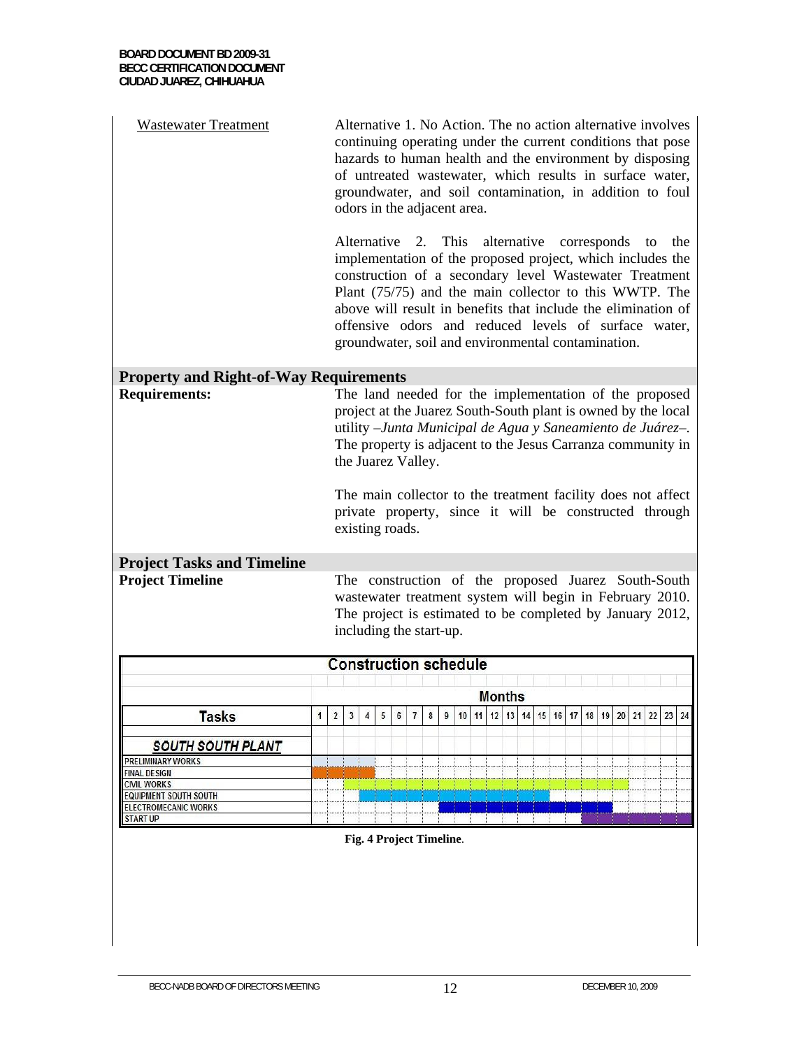Wastewater Treatment

Alternative 1. No Action. The no action alternative involves continuing operating under the current conditions that pose hazards to human health and the environment by disposing of untreated wastewater, which results in surface water, groundwater, and soil contamination, in addition to foul odors in the adjacent area.

Alternative 2. This alternative corresponds to the implementation of the proposed project, which includes the construction of a secondary level Wastewater Treatment Plant (75/75) and the main collector to this WWTP. The above will result in benefits that include the elimination of offensive odors and reduced levels of surface water, groundwater, soil and environmental contamination.

## Property and Right-of-Way Requirements

**Requirements:**

The land needed for the implementation of the proposed project at the Juarez South-South plant is owned by the local utility –*Junta Municipal de Agua y Saneamiento de Juárez*–. The property is adjacent to the Jesus Carranza community in the Juarez Valley.

The main collector to the treatment facility does not affect private property, since it will be constructed through existing roads.

## Project Tasks and Timeline

**Project Timeline**

The construction of the proposed Juarez South-South wastewater treatment system will begin in February 2010. The project is estimated to be completed by January 2012, including the start-up.

**Construction schedule**

| Tasks | Months | | | | | | | | | | | | | | | | | | | | | | | |
|---|---|---|---|---|---|---|---|---|---|---|---|---|---|---|---|---|---|---|---|---|---|---|---|---|
| | 1 | 2 | 3 | 4 | 5 | 6 | 7 | 8 | 9 | 10 | 11 | 12 | 13 | 14 | 15 | 16 | 17 | 18 | 19 | 20 | 21 | 22 | 23 | 24 |
| ***SOUTH SOUTH PLANT*** | | | | | | | | | | | | | | | | | | | | | | | | |
| PRELIMINARY WORKS | ■ | ■ | ■ | ■ | | | | | | | | | | | | | | | | | | | | |
| FINAL DESIGN | ■ | ■ | ■ | ■ | | | | | | | | | | | | | | | | | | | | |
| CIVIL WORKS | | | ■ | ■ | ■ | ■ | ■ | ■ | ■ | ■ | ■ | ■ | ■ | ■ | ■ | ■ | ■ | ■ | ■ | ■ | | | | |
| EQUIPMENT SOUTH SOUTH | | | | ■ | ■ | ■ | ■ | ■ | ■ | ■ | ■ | ■ | ■ | ■ | ■ | | | | | | | | | |
| ELECTROMECANIC WORKS | | | | | | | | | ■ | ■ | ■ | ■ | ■ | ■ | ■ | ■ | ■ | ■ | ■ | | | | | |
| START UP | | | | | | | | | | | | | | | | | | ■ | ■ | ■ | ■ | ■ | ■ | ■ |

**Fig. 4 Project Timeline**.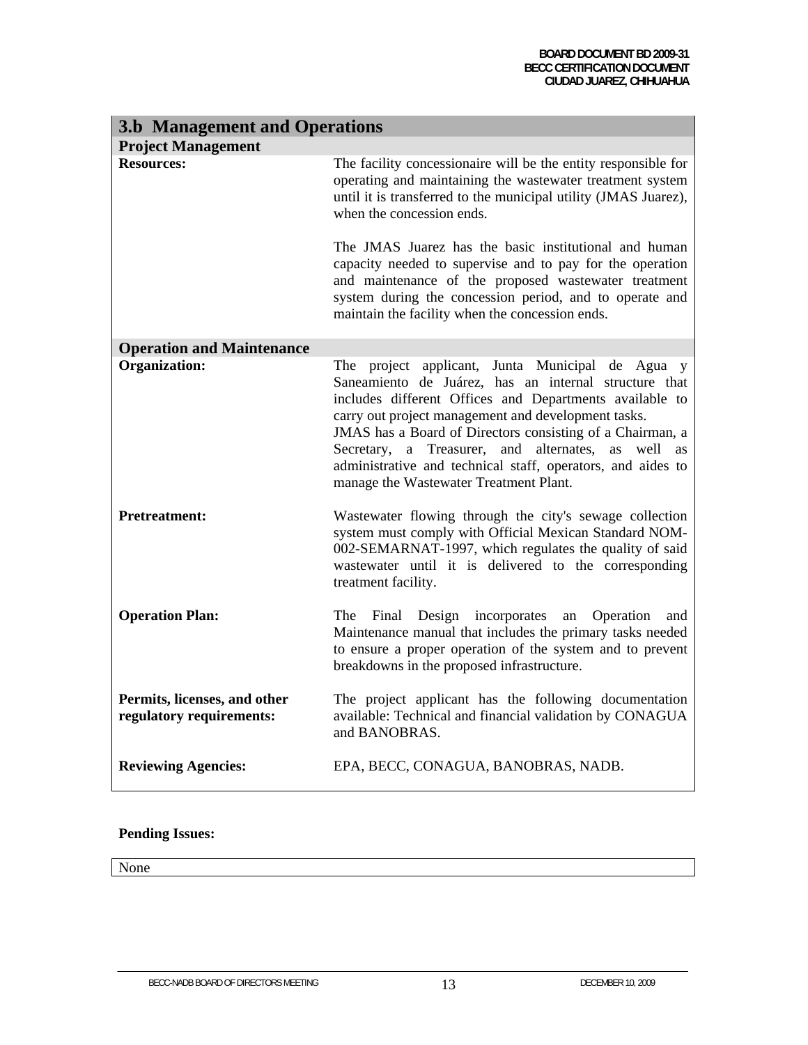## 3.b Management and Operations

### Project Management

| | |
|---|---|
| **Resources:** | The facility concessionaire will be the entity responsible for operating and maintaining the wastewater treatment system until it is transferred to the municipal utility (JMAS Juarez), when the concession ends.<br><br>The JMAS Juarez has the basic institutional and human capacity needed to supervise and to pay for the operation and maintenance of the proposed wastewater treatment system during the concession period, and to operate and maintain the facility when the concession ends. |

### Operation and Maintenance

| | |
|---|---|
| **Organization:** | The project applicant, Junta Municipal de Agua y Saneamiento de Juárez, has an internal structure that includes different Offices and Departments available to carry out project management and development tasks.<br>JMAS has a Board of Directors consisting of a Chairman, a Secretary, a Treasurer, and alternates, as well as administrative and technical staff, operators, and aides to manage the Wastewater Treatment Plant. |
| **Pretreatment:** | Wastewater flowing through the city's sewage collection system must comply with Official Mexican Standard NOM-002-SEMARNAT-1997, which regulates the quality of said wastewater until it is delivered to the corresponding treatment facility. |
| **Operation Plan:** | The Final Design incorporates an Operation and Maintenance manual that includes the primary tasks needed to ensure a proper operation of the system and to prevent breakdowns in the proposed infrastructure. |
| **Permits, licenses, and other regulatory requirements:** | The project applicant has the following documentation available: Technical and financial validation by CONAGUA and BANOBRAS. |
| **Reviewing Agencies:** | EPA, BECC, CONAGUA, BANOBRAS, NADB. |

**Pending Issues:**

None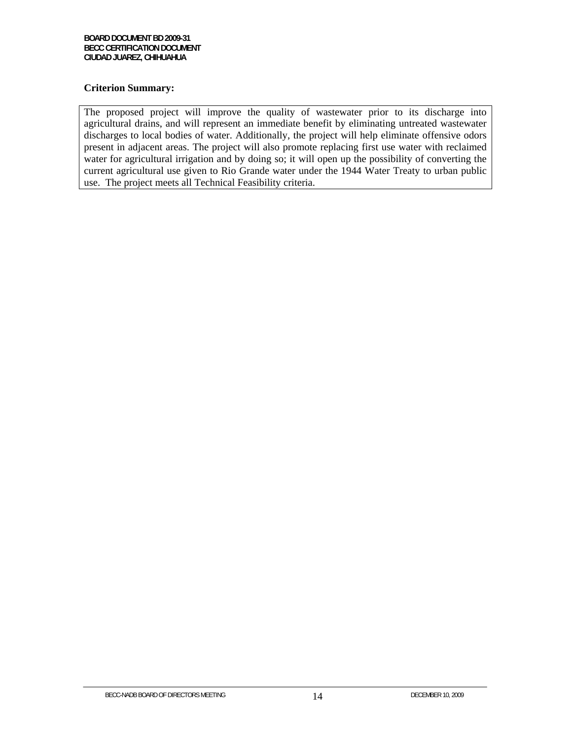**Criterion Summary:**

The proposed project will improve the quality of wastewater prior to its discharge into agricultural drains, and will represent an immediate benefit by eliminating untreated wastewater discharges to local bodies of water. Additionally, the project will help eliminate offensive odors present in adjacent areas. The project will also promote replacing first use water with reclaimed water for agricultural irrigation and by doing so; it will open up the possibility of converting the current agricultural use given to Rio Grande water under the 1944 Water Treaty to urban public use. The project meets all Technical Feasibility criteria.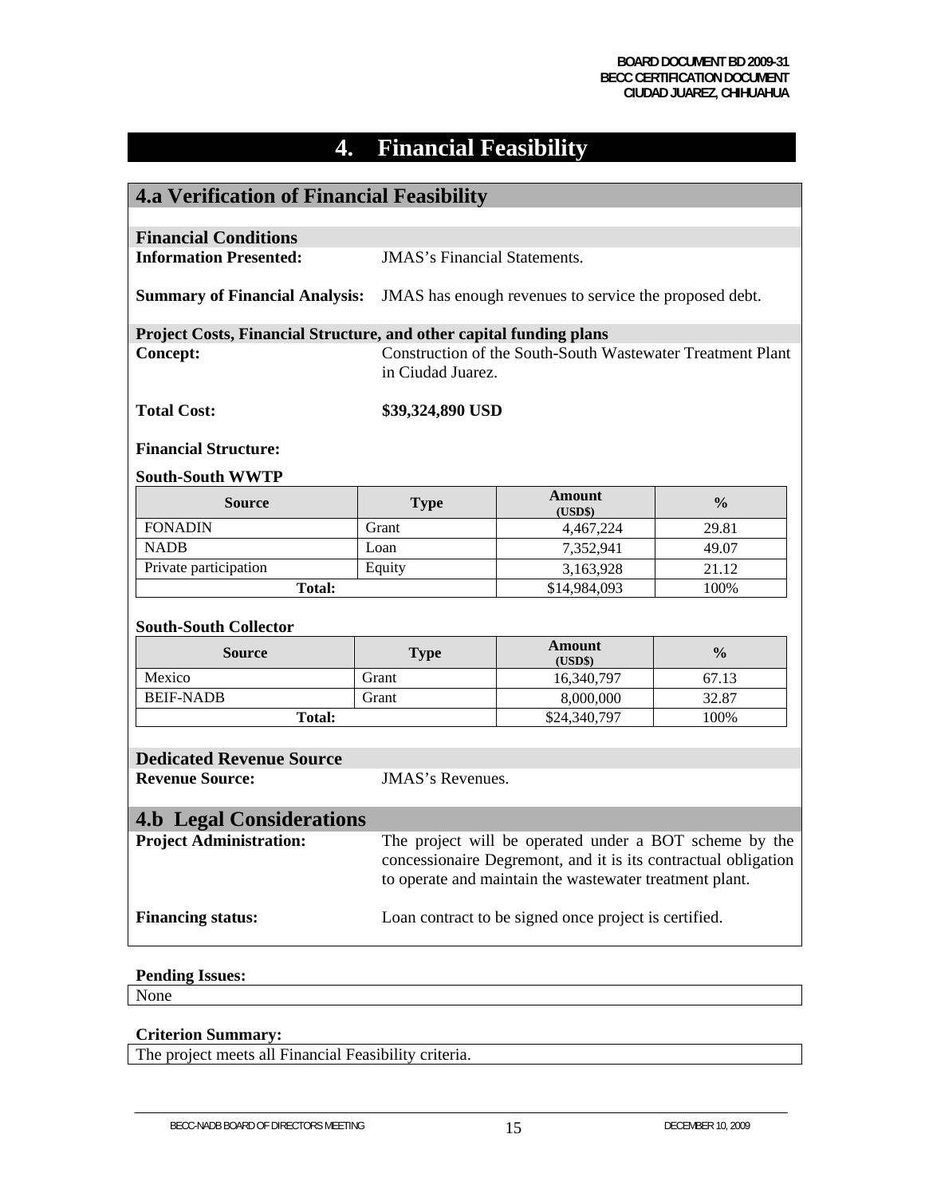# 4. Financial Feasibility

## 4.a Verification of Financial Feasibility

### Financial Conditions

**Information Presented:** JMAS's Financial Statements.

**Summary of Financial Analysis:** JMAS has enough revenues to service the proposed debt.

### Project Costs, Financial Structure, and other capital funding plans

**Concept:** Construction of the South-South Wastewater Treatment Plant in Ciudad Juarez.

**Total Cost:** **$39,324,890 USD**

**Financial Structure:**

**South-South WWTP**

| Source | Type | Amount (USD$) | % |
|---|---|---|---|
| FONADIN | Grant | 4,467,224 | 29.81 |
| NADB | Loan | 7,352,941 | 49.07 |
| Private participation | Equity | 3,163,928 | 21.12 |
| **Total:** | | $14,984,093 | 100% |

**South-South Collector**

| Source | Type | Amount (USD$) | % |
|---|---|---|---|
| Mexico | Grant | 16,340,797 | 67.13 |
| BEIF-NADB | Grant | 8,000,000 | 32.87 |
| **Total:** | | $24,340,797 | 100% |

### Dedicated Revenue Source

**Revenue Source:** JMAS's Revenues.

## 4.b Legal Considerations

**Project Administration:** The project will be operated under a BOT scheme by the concessionaire Degremont, and it is its contractual obligation to operate and maintain the wastewater treatment plant.

**Financing status:** Loan contract to be signed once project is certified.

**Pending Issues:**

None

**Criterion Summary:**

The project meets all Financial Feasibility criteria.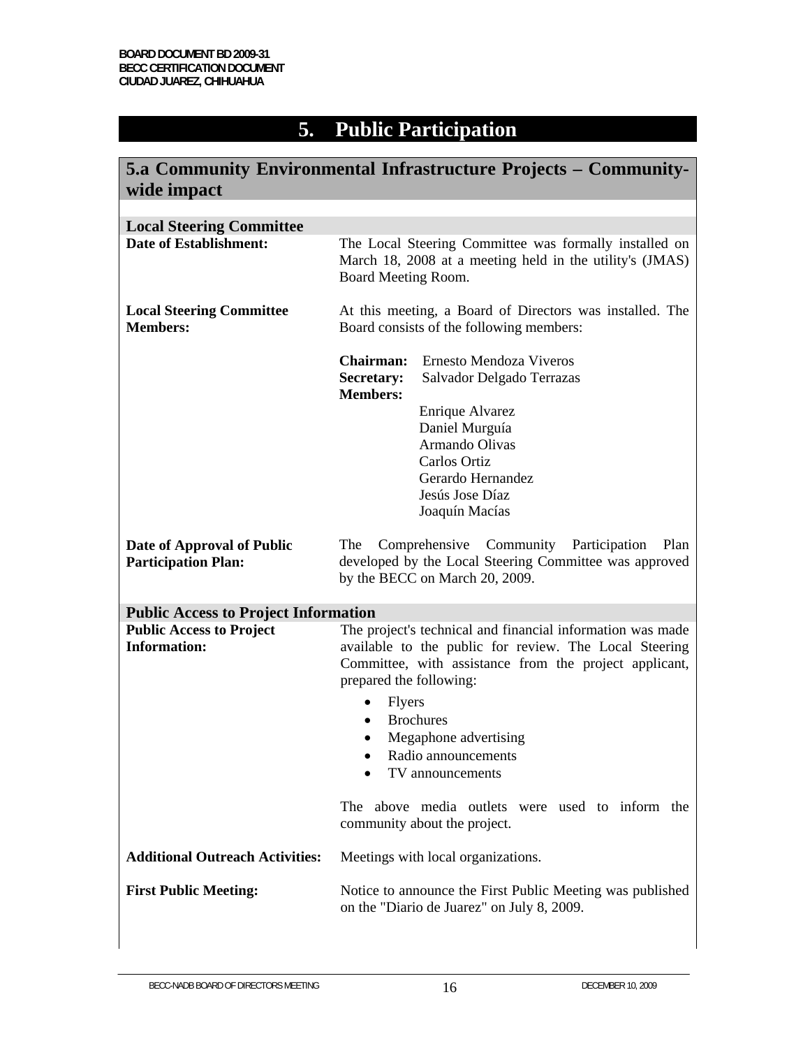# 5. Public Participation

## 5.a Community Environmental Infrastructure Projects – Community-wide impact

### Local Steering Committee

**Date of Establishment:** The Local Steering Committee was formally installed on March 18, 2008 at a meeting held in the utility's (JMAS) Board Meeting Room.

**Local Steering Committee Members:** At this meeting, a Board of Directors was installed. The Board consists of the following members:

**Chairman:** Ernesto Mendoza Viveros
**Secretary:** Salvador Delgado Terrazas
**Members:**

- Enrique Alvarez
- Daniel Murguía
- Armando Olivas
- Carlos Ortiz
- Gerardo Hernandez
- Jesús Jose Díaz
- Joaquín Macías

**Date of Approval of Public Participation Plan:** The Comprehensive Community Participation Plan developed by the Local Steering Committee was approved by the BECC on March 20, 2009.

### Public Access to Project Information

**Public Access to Project Information:** The project's technical and financial information was made available to the public for review. The Local Steering Committee, with assistance from the project applicant, prepared the following:

- Flyers
- Brochures
- Megaphone advertising
- Radio announcements
- TV announcements

The above media outlets were used to inform the community about the project.

**Additional Outreach Activities:** Meetings with local organizations.

**First Public Meeting:** Notice to announce the First Public Meeting was published on the "Diario de Juarez" on July 8, 2009.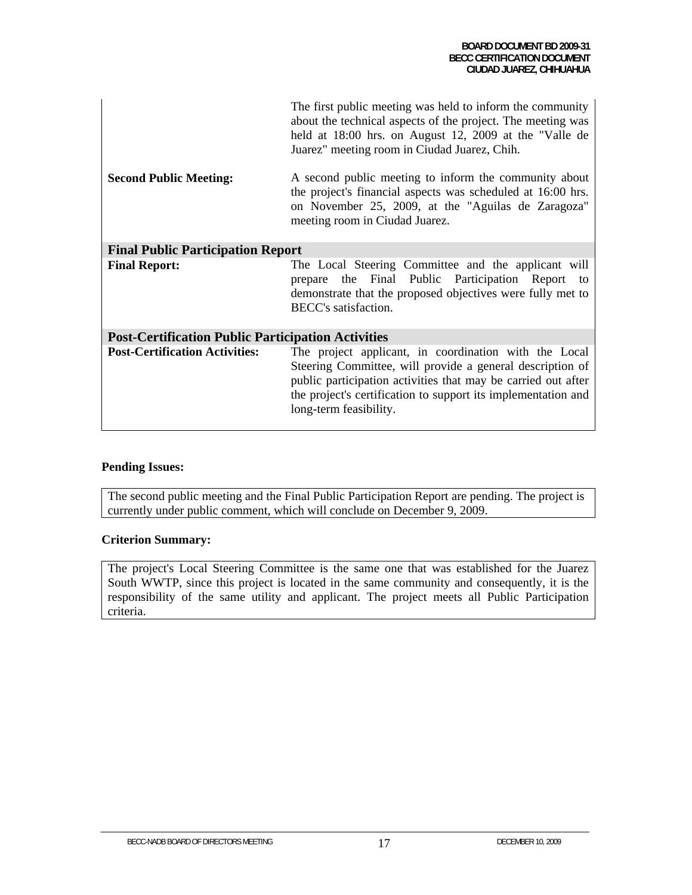| | |
|---|---|
| | The first public meeting was held to inform the community about the technical aspects of the project. The meeting was held at 18:00 hrs. on August 12, 2009 at the "Valle de Juarez" meeting room in Ciudad Juarez, Chih. |
| **Second Public Meeting:** | A second public meeting to inform the community about the project's financial aspects was scheduled at 16:00 hrs. on November 25, 2009, at the "Aguilas de Zaragoza" meeting room in Ciudad Juarez. |
| **Final Public Participation Report** | |
| **Final Report:** | The Local Steering Committee and the applicant will prepare the Final Public Participation Report to demonstrate that the proposed objectives were fully met to BECC's satisfaction. |
| **Post-Certification Public Participation Activities** | |
| **Post-Certification Activities:** | The project applicant, in coordination with the Local Steering Committee, will provide a general description of public participation activities that may be carried out after the project's certification to support its implementation and long-term feasibility. |

**Pending Issues:**

The second public meeting and the Final Public Participation Report are pending. The project is currently under public comment, which will conclude on December 9, 2009.

**Criterion Summary:**

The project's Local Steering Committee is the same one that was established for the Juarez South WWTP, since this project is located in the same community and consequently, it is the responsibility of the same utility and applicant. The project meets all Public Participation criteria.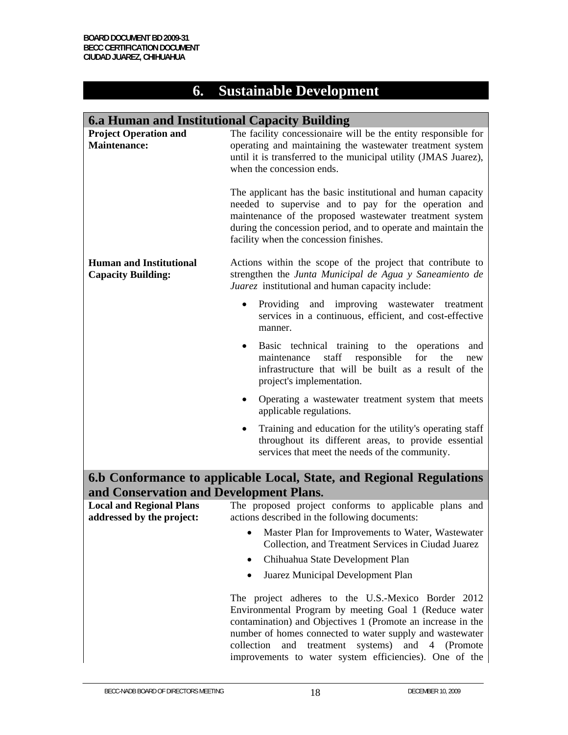# 6. Sustainable Development

## 6.a Human and Institutional Capacity Building

**Project Operation and Maintenance:**

The facility concessionaire will be the entity responsible for operating and maintaining the wastewater treatment system until it is transferred to the municipal utility (JMAS Juarez), when the concession ends.

The applicant has the basic institutional and human capacity needed to supervise and to pay for the operation and maintenance of the proposed wastewater treatment system during the concession period, and to operate and maintain the facility when the concession finishes.

**Human and Institutional Capacity Building:**

Actions within the scope of the project that contribute to strengthen the *Junta Municipal de Agua y Saneamiento de Juarez* institutional and human capacity include:

- Providing and improving wastewater treatment services in a continuous, efficient, and cost-effective manner.
- Basic technical training to the operations and maintenance staff responsible for the new infrastructure that will be built as a result of the project's implementation.
- Operating a wastewater treatment system that meets applicable regulations.
- Training and education for the utility's operating staff throughout its different areas, to provide essential services that meet the needs of the community.

## 6.b Conformance to applicable Local, State, and Regional Regulations and Conservation and Development Plans.

**Local and Regional Plans addressed by the project:**

The proposed project conforms to applicable plans and actions described in the following documents:

- Master Plan for Improvements to Water, Wastewater Collection, and Treatment Services in Ciudad Juarez
- Chihuahua State Development Plan
- Juarez Municipal Development Plan

The project adheres to the U.S.-Mexico Border 2012 Environmental Program by meeting Goal 1 (Reduce water contamination) and Objectives 1 (Promote an increase in the number of homes connected to water supply and wastewater collection and treatment systems) and 4 (Promote improvements to water system efficiencies). One of the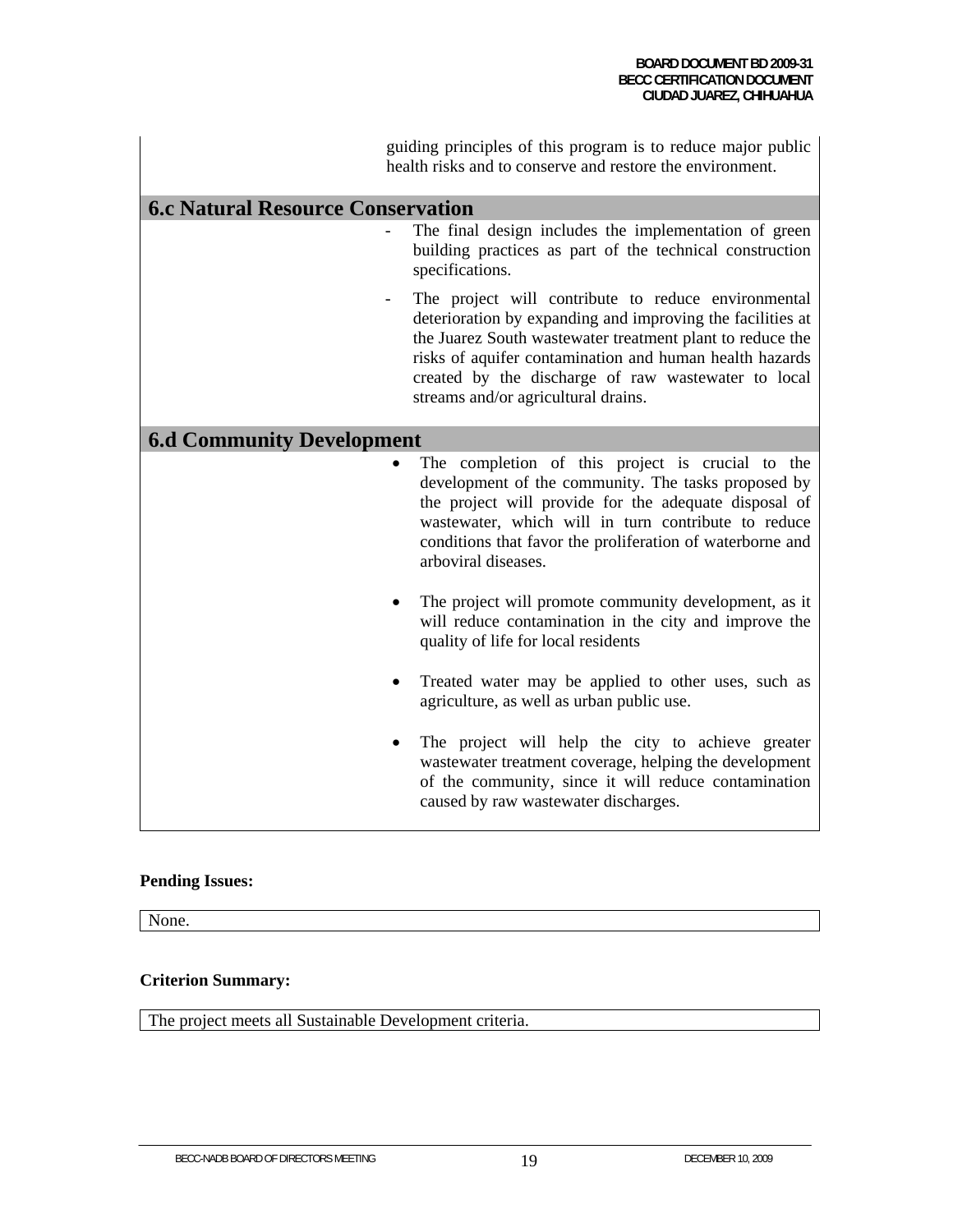guiding principles of this program is to reduce major public health risks and to conserve and restore the environment.

## 6.c Natural Resource Conservation

- The final design includes the implementation of green building practices as part of the technical construction specifications.
- The project will contribute to reduce environmental deterioration by expanding and improving the facilities at the Juarez South wastewater treatment plant to reduce the risks of aquifer contamination and human health hazards created by the discharge of raw wastewater to local streams and/or agricultural drains.

## 6.d Community Development

- The completion of this project is crucial to the development of the community. The tasks proposed by the project will provide for the adequate disposal of wastewater, which will in turn contribute to reduce conditions that favor the proliferation of waterborne and arboviral diseases.
- The project will promote community development, as it will reduce contamination in the city and improve the quality of life for local residents
- Treated water may be applied to other uses, such as agriculture, as well as urban public use.
- The project will help the city to achieve greater wastewater treatment coverage, helping the development of the community, since it will reduce contamination caused by raw wastewater discharges.

**Pending Issues:**

None.

**Criterion Summary:**

The project meets all Sustainable Development criteria.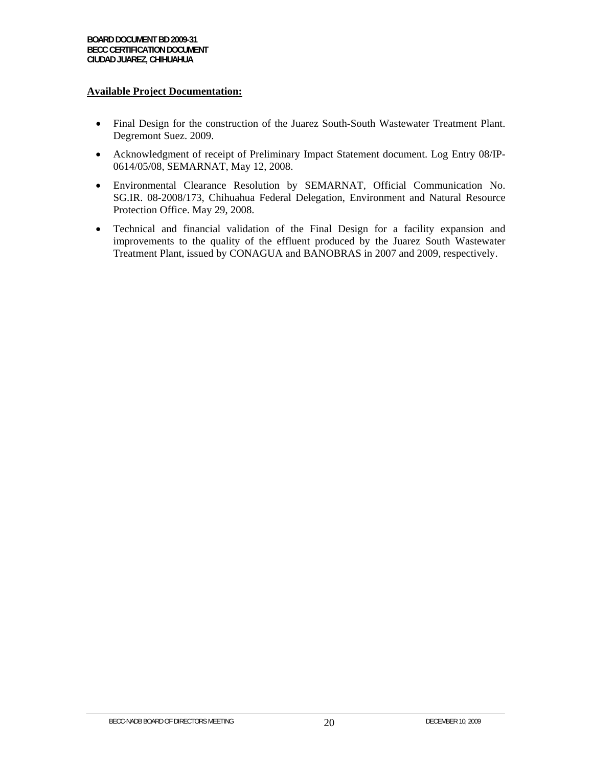**Available Project Documentation:**

- Final Design for the construction of the Juarez South-South Wastewater Treatment Plant. Degremont Suez. 2009.
- Acknowledgment of receipt of Preliminary Impact Statement document. Log Entry 08/IP-0614/05/08, SEMARNAT, May 12, 2008.
- Environmental Clearance Resolution by SEMARNAT, Official Communication No. SG.IR. 08-2008/173, Chihuahua Federal Delegation, Environment and Natural Resource Protection Office. May 29, 2008.
- Technical and financial validation of the Final Design for a facility expansion and improvements to the quality of the effluent produced by the Juarez South Wastewater Treatment Plant, issued by CONAGUA and BANOBRAS in 2007 and 2009, respectively.